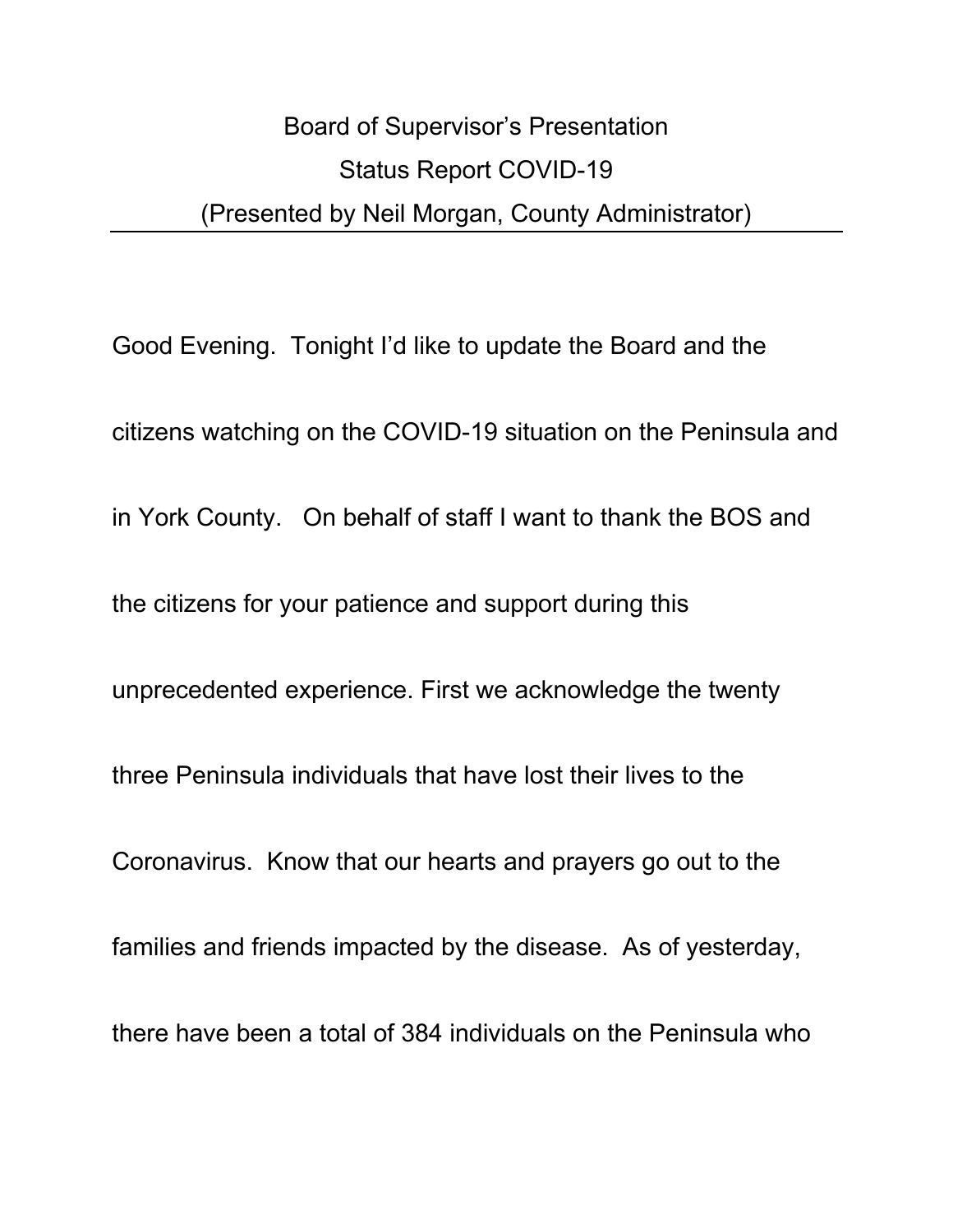# Board of Supervisor's Presentation

## Status Report COVID-19

### (Presented by Neil Morgan, County Administrator)

---

Good Evening. Tonight I'd like to update the Board and the citizens watching on the COVID-19 situation on the Peninsula and in York County. On behalf of staff I want to thank the BOS and the citizens for your patience and support during this unprecedented experience. First we acknowledge the twenty three Peninsula individuals that have lost their lives to the Coronavirus. Know that our hearts and prayers go out to the families and friends impacted by the disease. As of yesterday, there have been a total of 384 individuals on the Peninsula who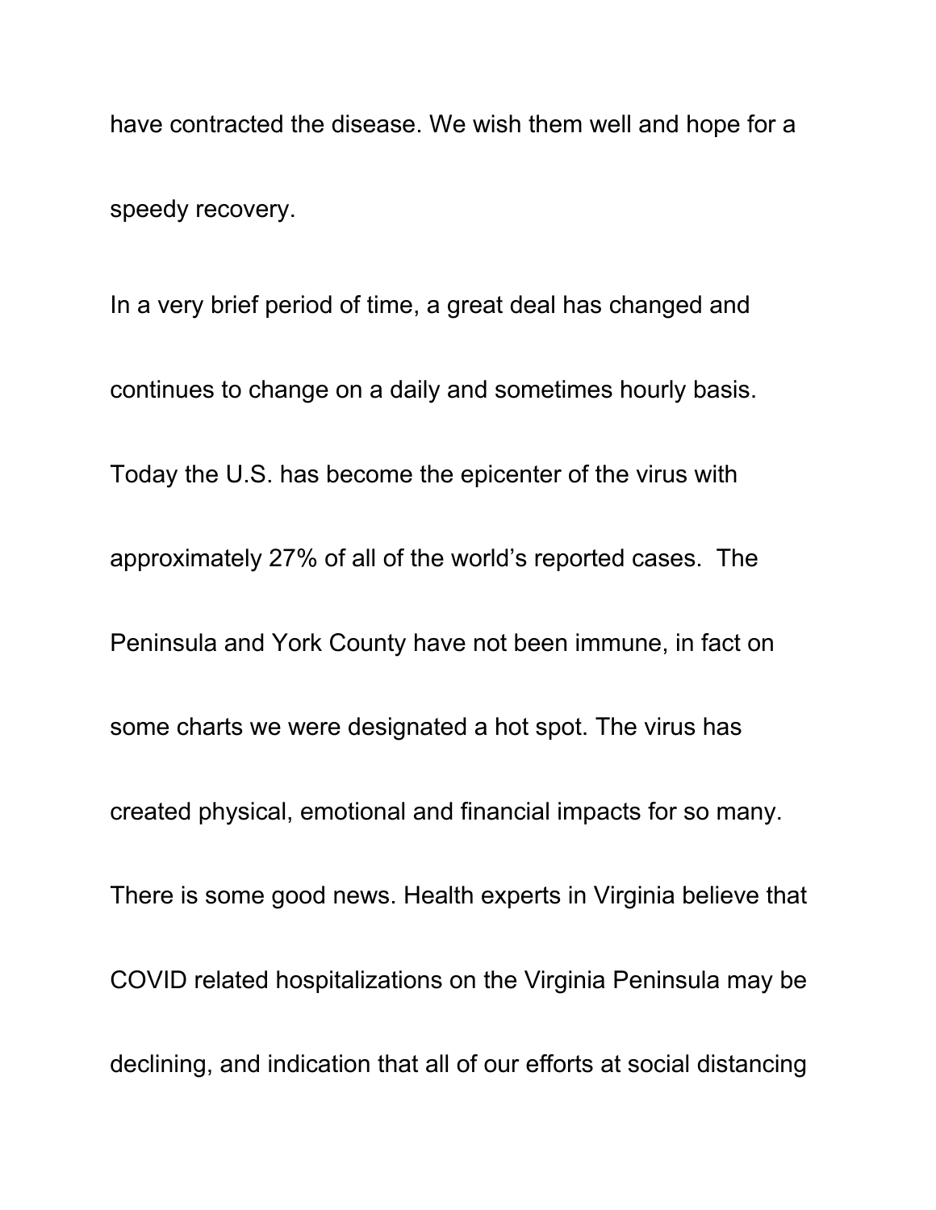have contracted the disease. We wish them well and hope for a speedy recovery.

In a very brief period of time, a great deal has changed and continues to change on a daily and sometimes hourly basis. Today the U.S. has become the epicenter of the virus with approximately 27% of all of the world's reported cases. The Peninsula and York County have not been immune, in fact on some charts we were designated a hot spot. The virus has created physical, emotional and financial impacts for so many. There is some good news. Health experts in Virginia believe that COVID related hospitalizations on the Virginia Peninsula may be declining, and indication that all of our efforts at social distancing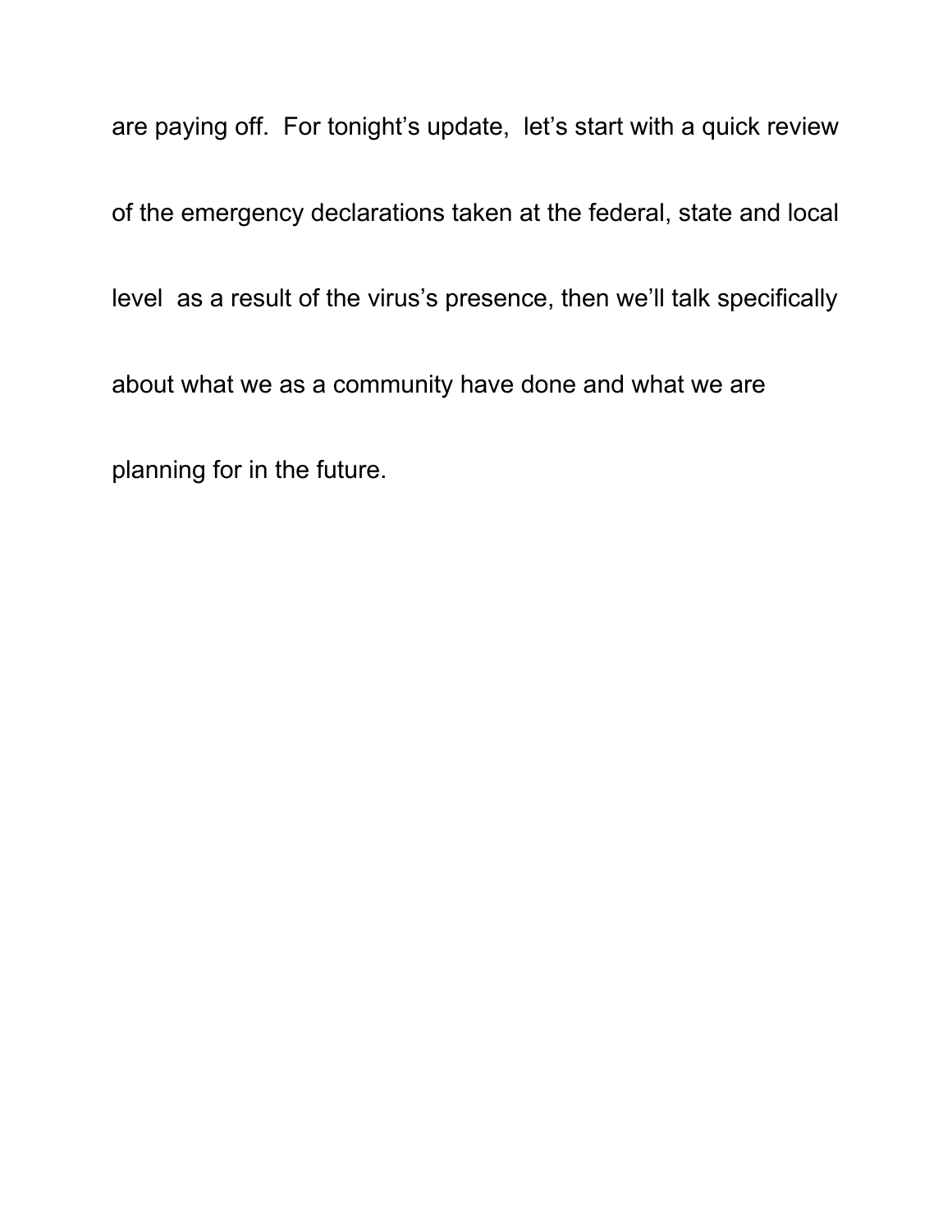are paying off. For tonight's update, let's start with a quick review of the emergency declarations taken at the federal, state and local level as a result of the virus's presence, then we'll talk specifically about what we as a community have done and what we are planning for in the future.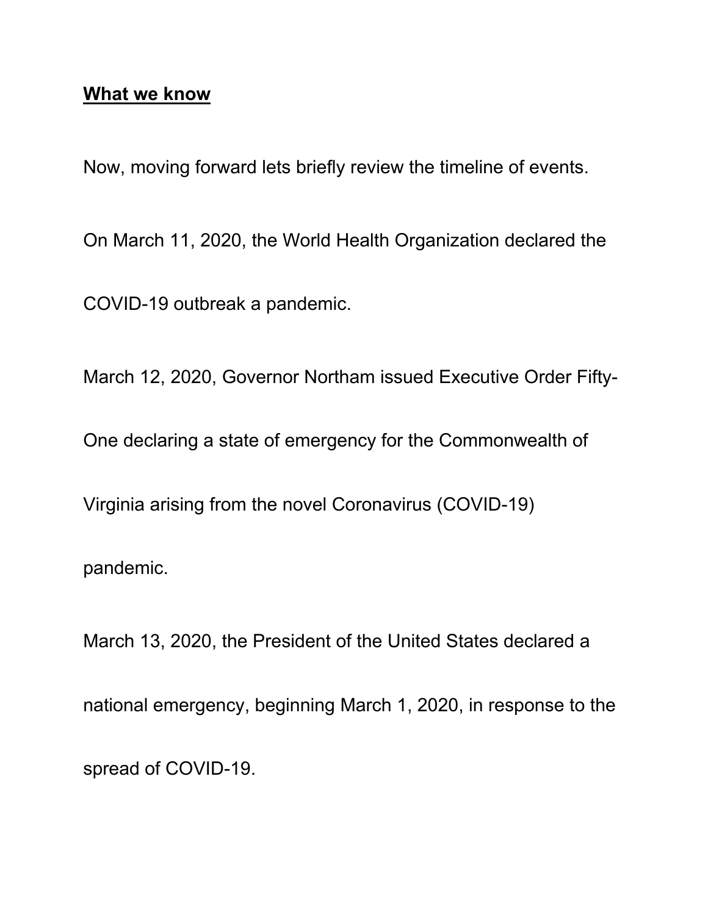**What we know**

Now, moving forward lets briefly review the timeline of events.

On March 11, 2020, the World Health Organization declared the COVID-19 outbreak a pandemic.

March 12, 2020, Governor Northam issued Executive Order Fifty-One declaring a state of emergency for the Commonwealth of Virginia arising from the novel Coronavirus (COVID-19) pandemic.

March 13, 2020, the President of the United States declared a national emergency, beginning March 1, 2020, in response to the spread of COVID-19.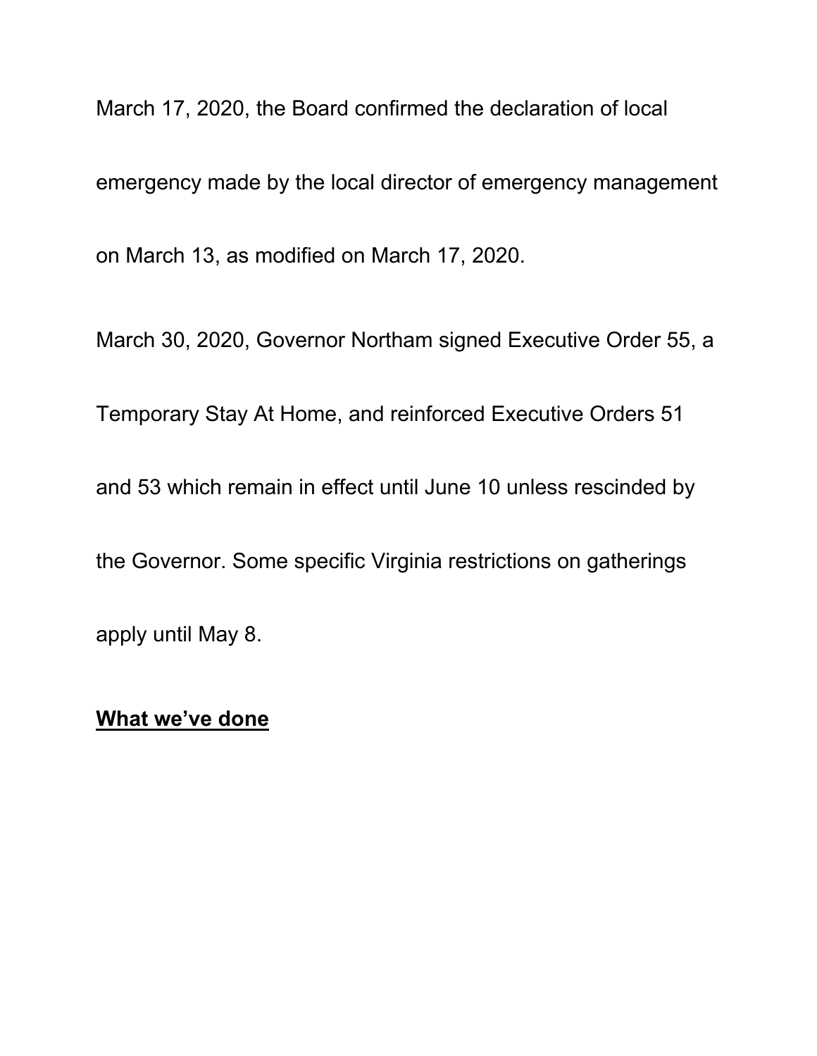March 17, 2020, the Board confirmed the declaration of local emergency made by the local director of emergency management on March 13, as modified on March 17, 2020.

March 30, 2020, Governor Northam signed Executive Order 55, a Temporary Stay At Home, and reinforced Executive Orders 51 and 53 which remain in effect until June 10 unless rescinded by the Governor. Some specific Virginia restrictions on gatherings apply until May 8.

**<u>What we've done</u>**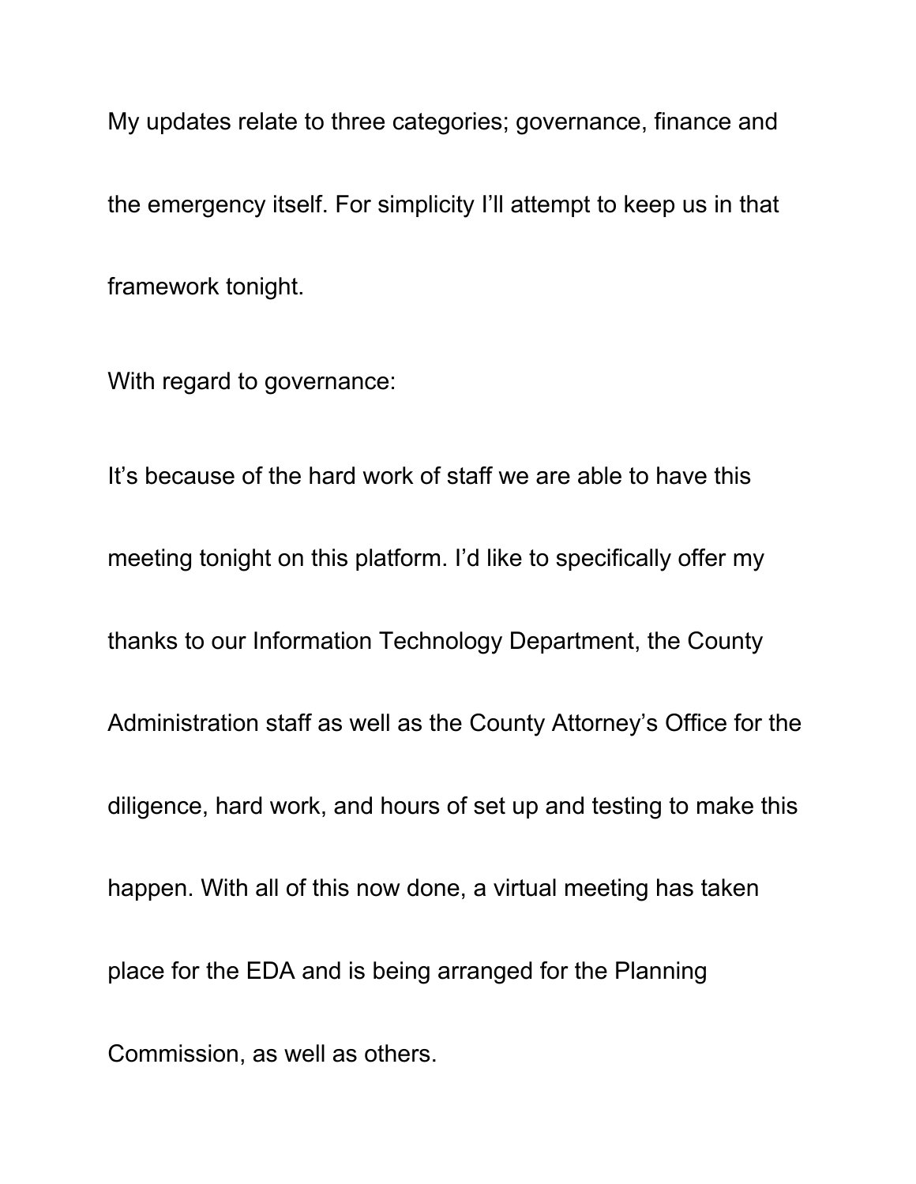My updates relate to three categories; governance, finance and the emergency itself. For simplicity I'll attempt to keep us in that framework tonight.

With regard to governance:

It's because of the hard work of staff we are able to have this meeting tonight on this platform. I'd like to specifically offer my thanks to our Information Technology Department, the County Administration staff as well as the County Attorney's Office for the diligence, hard work, and hours of set up and testing to make this happen. With all of this now done, a virtual meeting has taken place for the EDA and is being arranged for the Planning Commission, as well as others.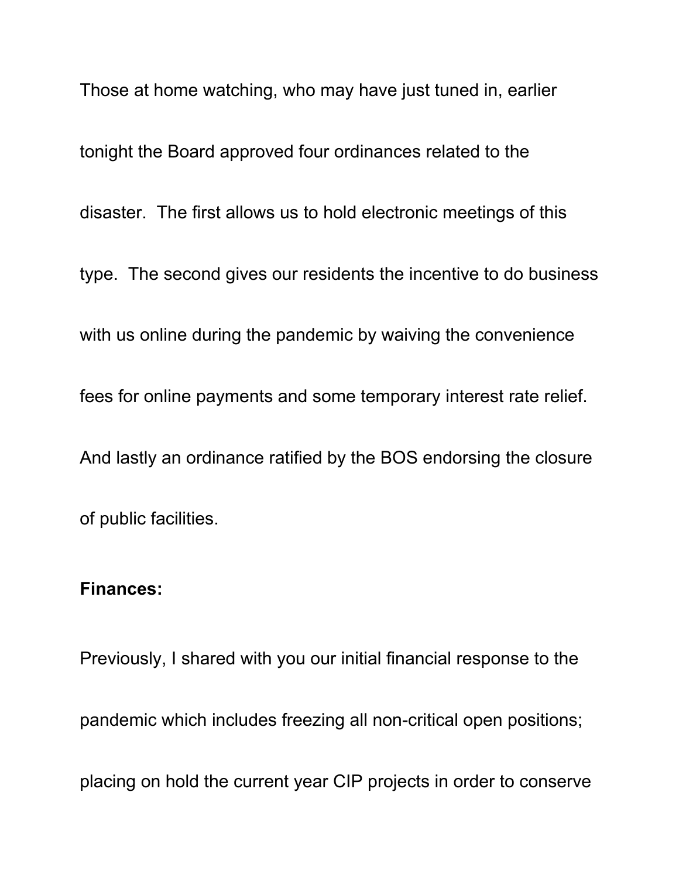Those at home watching, who may have just tuned in, earlier tonight the Board approved four ordinances related to the disaster. The first allows us to hold electronic meetings of this type. The second gives our residents the incentive to do business with us online during the pandemic by waiving the convenience fees for online payments and some temporary interest rate relief. And lastly an ordinance ratified by the BOS endorsing the closure of public facilities.

**Finances:**

Previously, I shared with you our initial financial response to the pandemic which includes freezing all non-critical open positions; placing on hold the current year CIP projects in order to conserve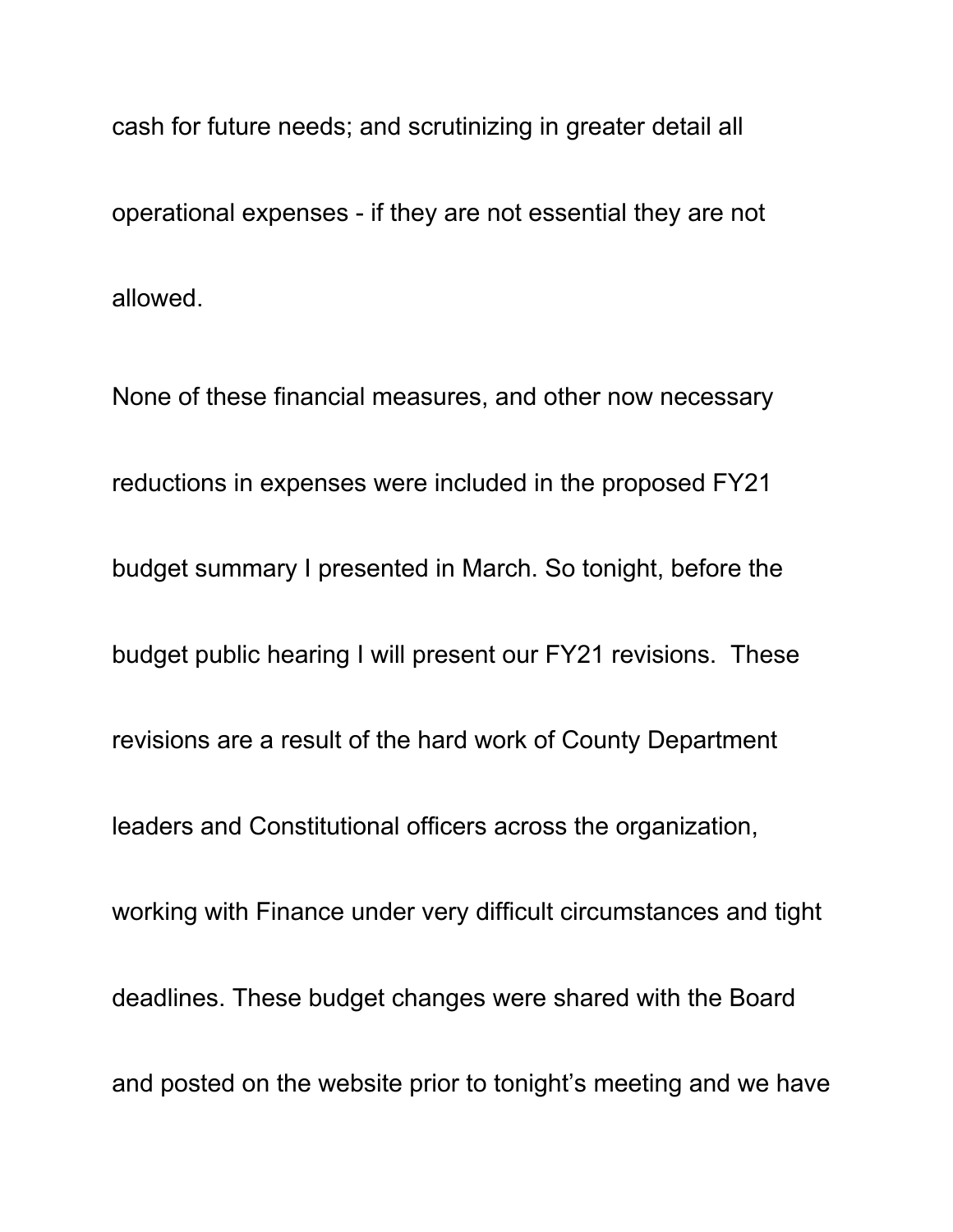cash for future needs; and scrutinizing in greater detail all operational expenses - if they are not essential they are not allowed.

None of these financial measures, and other now necessary reductions in expenses were included in the proposed FY21 budget summary I presented in March. So tonight, before the budget public hearing I will present our FY21 revisions. These revisions are a result of the hard work of County Department leaders and Constitutional officers across the organization, working with Finance under very difficult circumstances and tight deadlines. These budget changes were shared with the Board and posted on the website prior to tonight's meeting and we have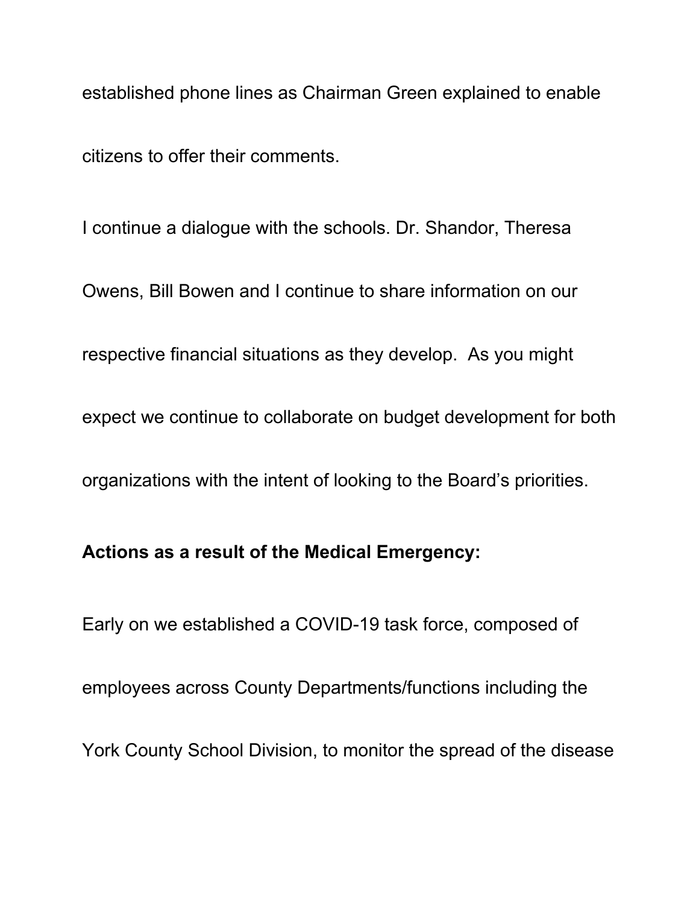established phone lines as Chairman Green explained to enable citizens to offer their comments.

I continue a dialogue with the schools. Dr. Shandor, Theresa Owens, Bill Bowen and I continue to share information on our respective financial situations as they develop. As you might expect we continue to collaborate on budget development for both organizations with the intent of looking to the Board's priorities.

**Actions as a result of the Medical Emergency:**

Early on we established a COVID-19 task force, composed of employees across County Departments/functions including the York County School Division, to monitor the spread of the disease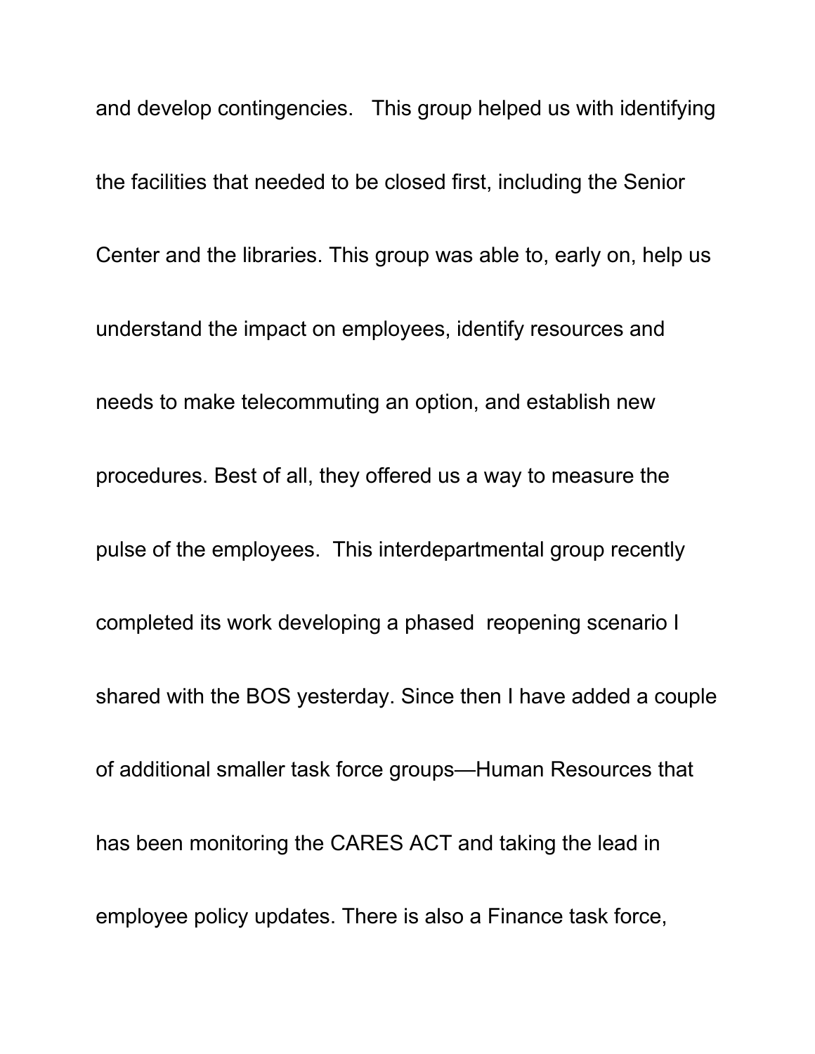and develop contingencies. This group helped us with identifying the facilities that needed to be closed first, including the Senior Center and the libraries. This group was able to, early on, help us understand the impact on employees, identify resources and needs to make telecommuting an option, and establish new procedures. Best of all, they offered us a way to measure the pulse of the employees. This interdepartmental group recently completed its work developing a phased reopening scenario I shared with the BOS yesterday. Since then I have added a couple of additional smaller task force groups—Human Resources that has been monitoring the CARES ACT and taking the lead in employee policy updates. There is also a Finance task force,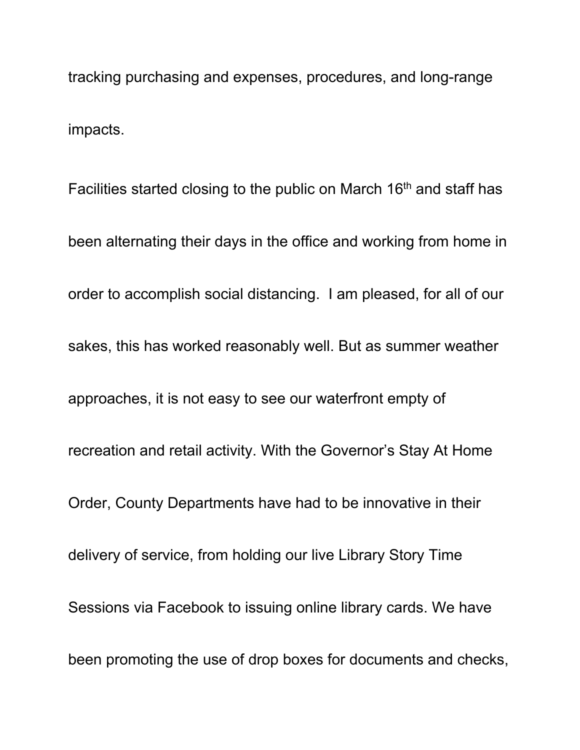tracking purchasing and expenses, procedures, and long-range impacts.

Facilities started closing to the public on March 16th and staff has been alternating their days in the office and working from home in order to accomplish social distancing.  I am pleased, for all of our sakes, this has worked reasonably well. But as summer weather approaches, it is not easy to see our waterfront empty of recreation and retail activity. With the Governor's Stay At Home Order, County Departments have had to be innovative in their delivery of service, from holding our live Library Story Time Sessions via Facebook to issuing online library cards. We have been promoting the use of drop boxes for documents and checks,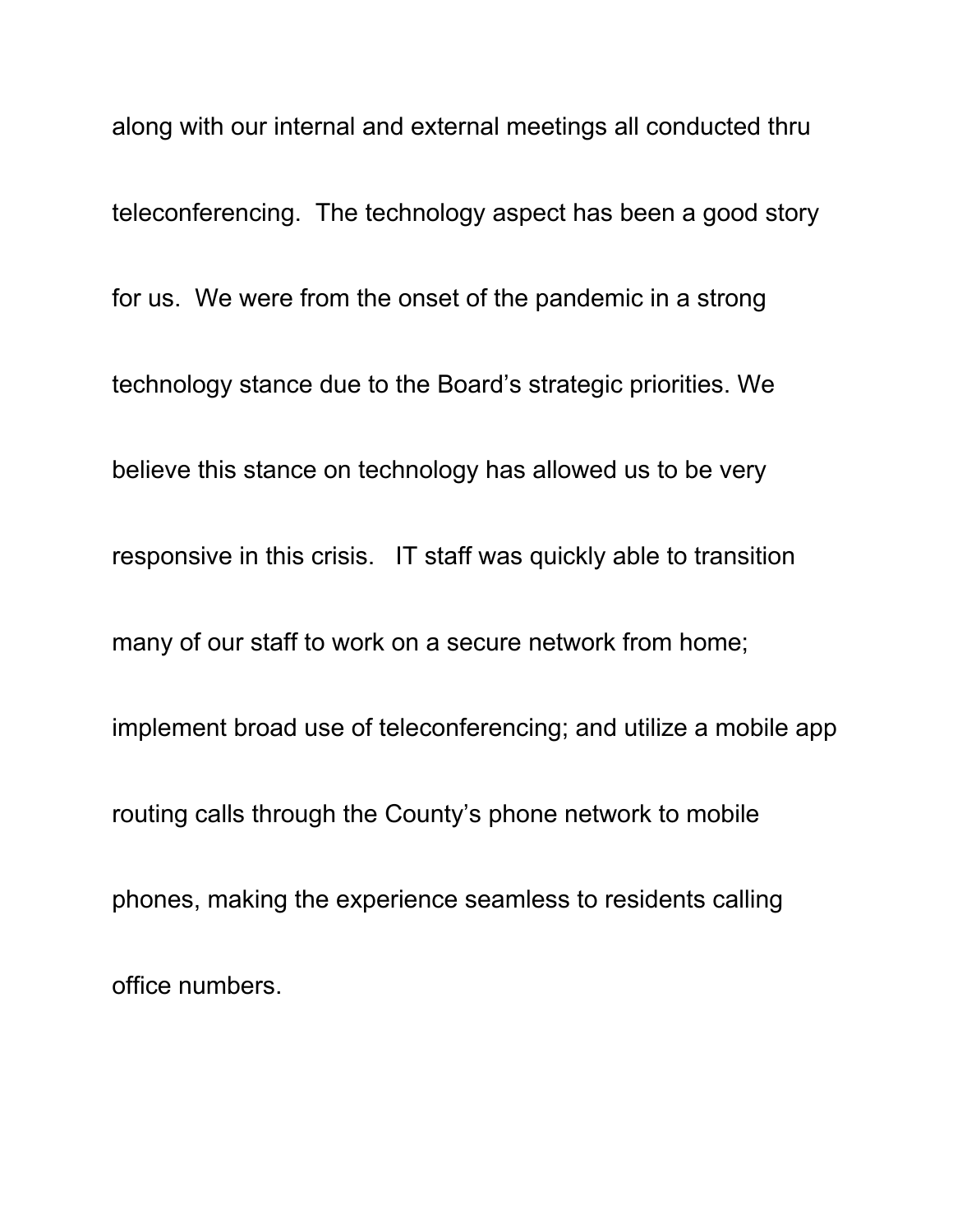along with our internal and external meetings all conducted thru teleconferencing. The technology aspect has been a good story for us. We were from the onset of the pandemic in a strong technology stance due to the Board's strategic priorities. We believe this stance on technology has allowed us to be very responsive in this crisis. IT staff was quickly able to transition many of our staff to work on a secure network from home; implement broad use of teleconferencing; and utilize a mobile app routing calls through the County's phone network to mobile phones, making the experience seamless to residents calling office numbers.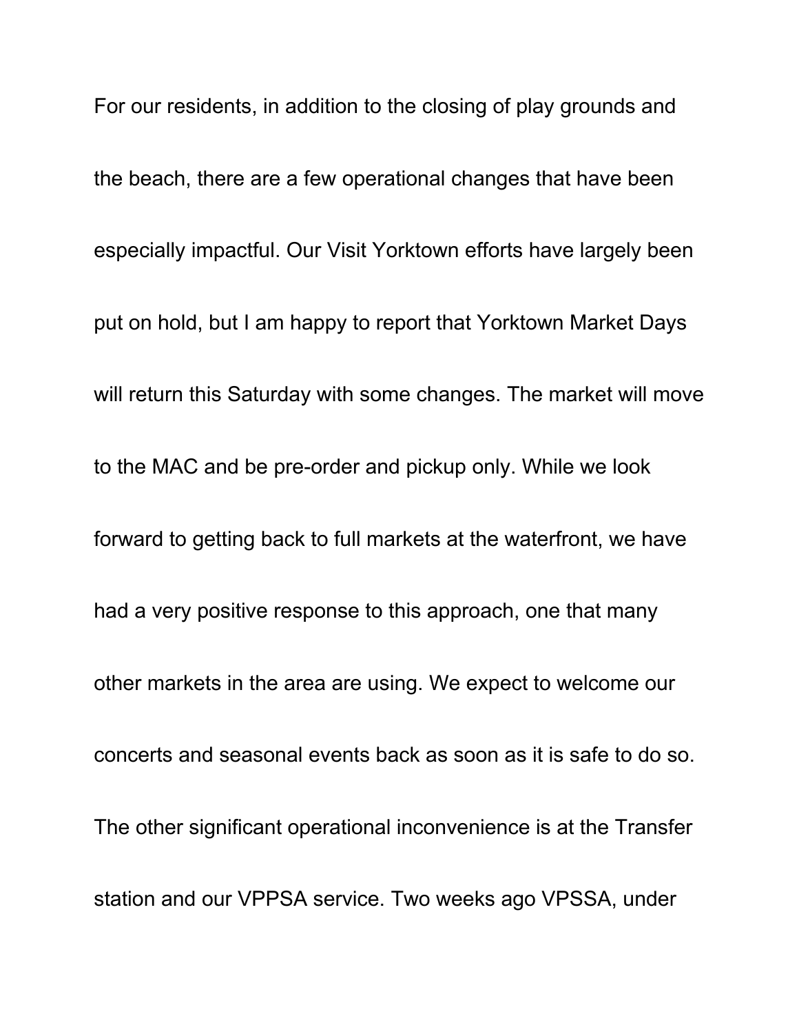For our residents, in addition to the closing of play grounds and the beach, there are a few operational changes that have been especially impactful. Our Visit Yorktown efforts have largely been put on hold, but I am happy to report that Yorktown Market Days will return this Saturday with some changes. The market will move to the MAC and be pre-order and pickup only. While we look forward to getting back to full markets at the waterfront, we have had a very positive response to this approach, one that many other markets in the area are using. We expect to welcome our concerts and seasonal events back as soon as it is safe to do so. The other significant operational inconvenience is at the Transfer station and our VPPSA service. Two weeks ago VPSSA, under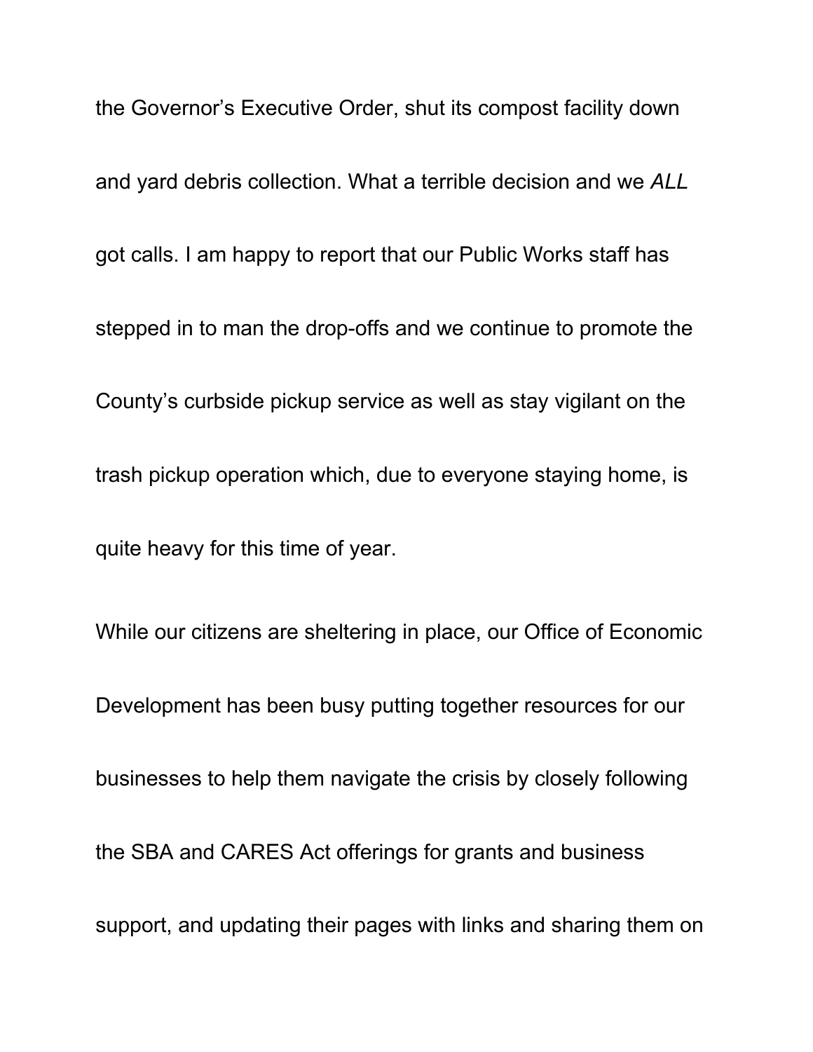the Governor's Executive Order, shut its compost facility down and yard debris collection. What a terrible decision and we *ALL* got calls. I am happy to report that our Public Works staff has stepped in to man the drop-offs and we continue to promote the County's curbside pickup service as well as stay vigilant on the trash pickup operation which, due to everyone staying home, is quite heavy for this time of year.

While our citizens are sheltering in place, our Office of Economic Development has been busy putting together resources for our businesses to help them navigate the crisis by closely following the SBA and CARES Act offerings for grants and business support, and updating their pages with links and sharing them on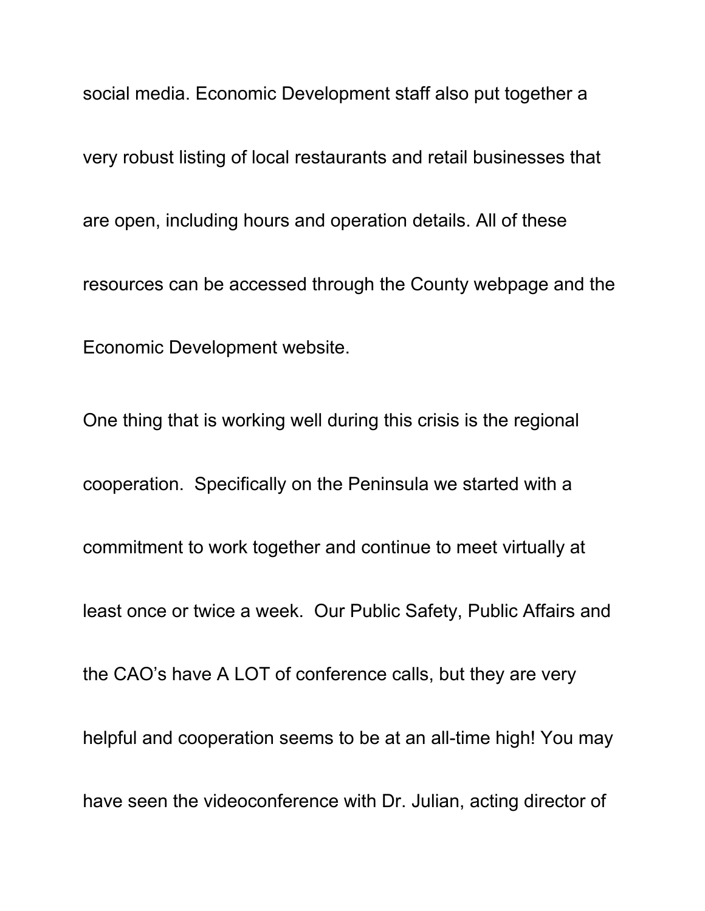social media. Economic Development staff also put together a very robust listing of local restaurants and retail businesses that are open, including hours and operation details. All of these resources can be accessed through the County webpage and the Economic Development website.

One thing that is working well during this crisis is the regional cooperation. Specifically on the Peninsula we started with a commitment to work together and continue to meet virtually at least once or twice a week. Our Public Safety, Public Affairs and the CAO's have A LOT of conference calls, but they are very helpful and cooperation seems to be at an all-time high! You may have seen the videoconference with Dr. Julian, acting director of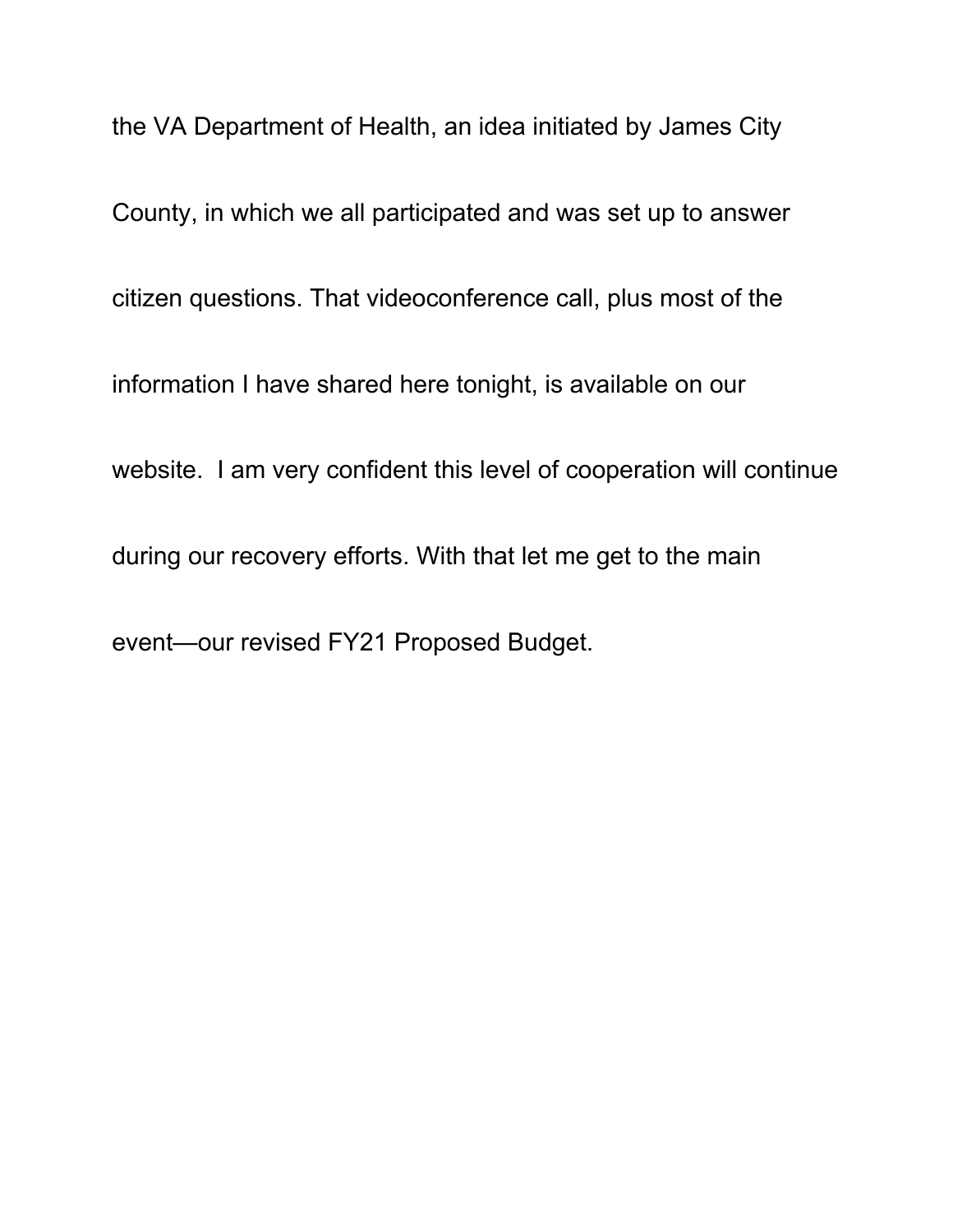the VA Department of Health, an idea initiated by James City County, in which we all participated and was set up to answer citizen questions. That videoconference call, plus most of the information I have shared here tonight, is available on our website. I am very confident this level of cooperation will continue during our recovery efforts. With that let me get to the main event—our revised FY21 Proposed Budget.